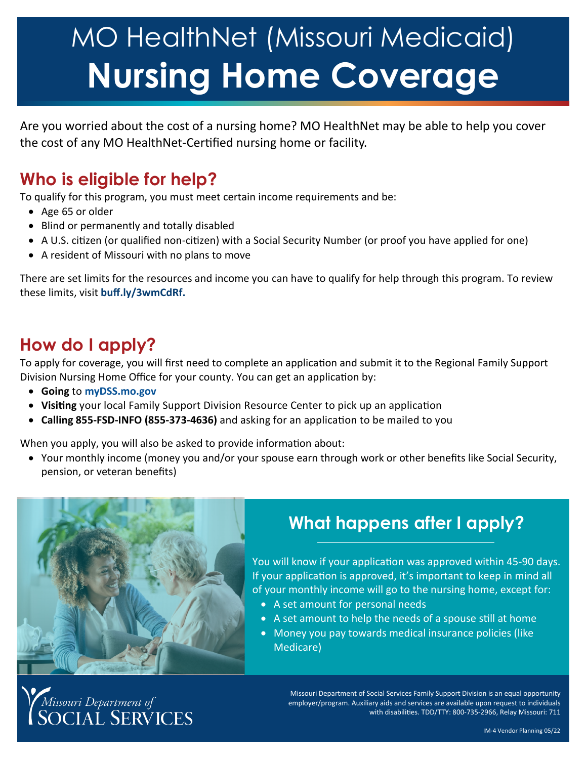# MO HealthNet (Missouri Medicaid) Nursing Home Coverage

Are you worried about the cost of a nursing home? MO HealthNet may be able to help you cover the cost of any MO HealthNet-Certified nursing home or facility.

## Who is eligible for help?

To qualify for this program, you must meet certain income requirements and be:

- Age 65 or older
- Blind or permanently and totally disabled
- A U.S. citizen (or qualified non-citizen) with a Social Security Number (or proof you have applied for one)
- A resident of Missouri with no plans to move

There are set limits for the resources and income you can have to qualify for help through this program. To review these limits, visit **buff.ly/3wmCdRf.**

## How do I apply?

To apply for coverage, you will first need to complete an application and submit it to the Regional Family Support Division Nursing Home Office for your county. You can get an application by:

- **Going** to **myDSS.mo.gov**
- **Visiting** your local Family Support Division Resource Center to pick up an application
- **Calling 855-FSD-INFO (855-373-4636)** and asking for an application to be mailed to you

When you apply, you will also be asked to provide information about:

- Your monthly income (money you and/or your spouse earn through work or other benefits like Social Security, pension, or veteran benefits)

## What happens after I apply?

You will know if your application was approved within 45-90 days. If your application is approved, it's important to keep in mind all of your monthly income will go to the nursing home, except for:

- A set amount for personal needs
- A set amount to help the needs of a spouse still at home
- Money you pay towards medical insurance policies (like Medicare)

Missouri Department of Social Services

Missouri Department of Social Services Family Support Division is an equal opportunity employer/program. Auxiliary aids and services are available upon request to individuals with disabilities. TDD/TTY: 800-735-2966, Relay Missouri: 711

IM-4 Vendor Planning 05/22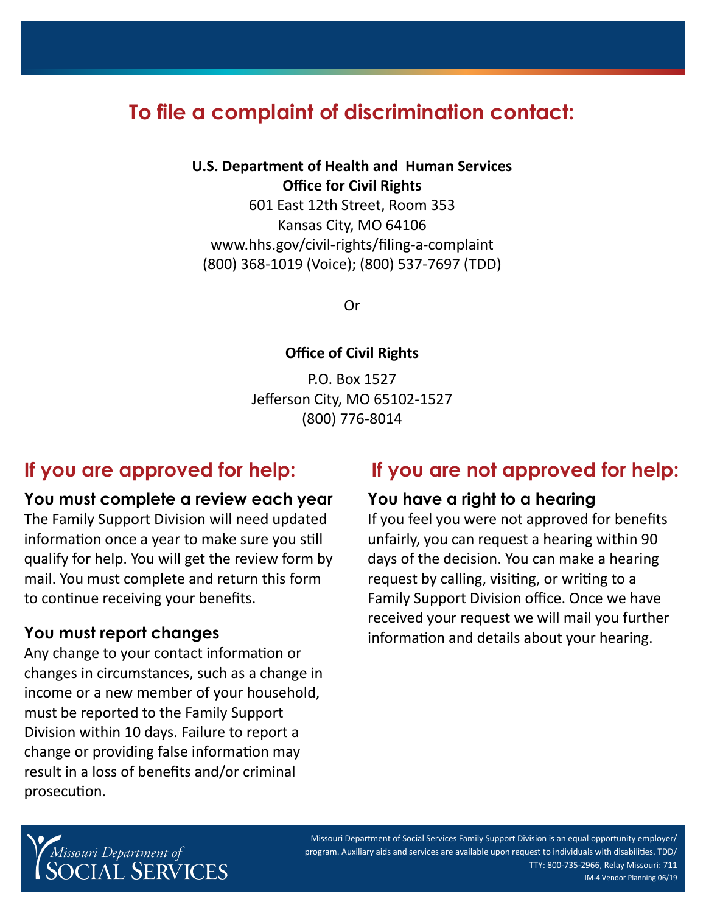## To file a complaint of discrimination contact:

**U.S. Department of Health and Human Services**
**Office for Civil Rights**
601 East 12th Street, Room 353
Kansas City, MO 64106
www.hhs.gov/civil-rights/filing-a-complaint
(800) 368-1019 (Voice); (800) 537-7697 (TDD)

Or

**Office of Civil Rights**
P.O. Box 1527
Jefferson City, MO 65102-1527
(800) 776-8014

## If you are approved for help:

### You must complete a review each year

The Family Support Division will need updated information once a year to make sure you still qualify for help. You will get the review form by mail. You must complete and return this form to continue receiving your benefits.

### You must report changes

Any change to your contact information or changes in circumstances, such as a change in income or a new member of your household, must be reported to the Family Support Division within 10 days. Failure to report a change or providing false information may result in a loss of benefits and/or criminal prosecution.

## If you are not approved for help:

### You have a right to a hearing

If you feel you were not approved for benefits unfairly, you can request a hearing within 90 days of the decision. You can make a hearing request by calling, visiting, or writing to a Family Support Division office. Once we have received your request we will mail you further information and details about your hearing.

Missouri Department of Social Services

Missouri Department of Social Services Family Support Division is an equal opportunity employer/program. Auxiliary aids and services are available upon request to individuals with disabilities. TDD/TTY: 800-735-2966, Relay Missouri: 711

IM-4 Vendor Planning 06/19